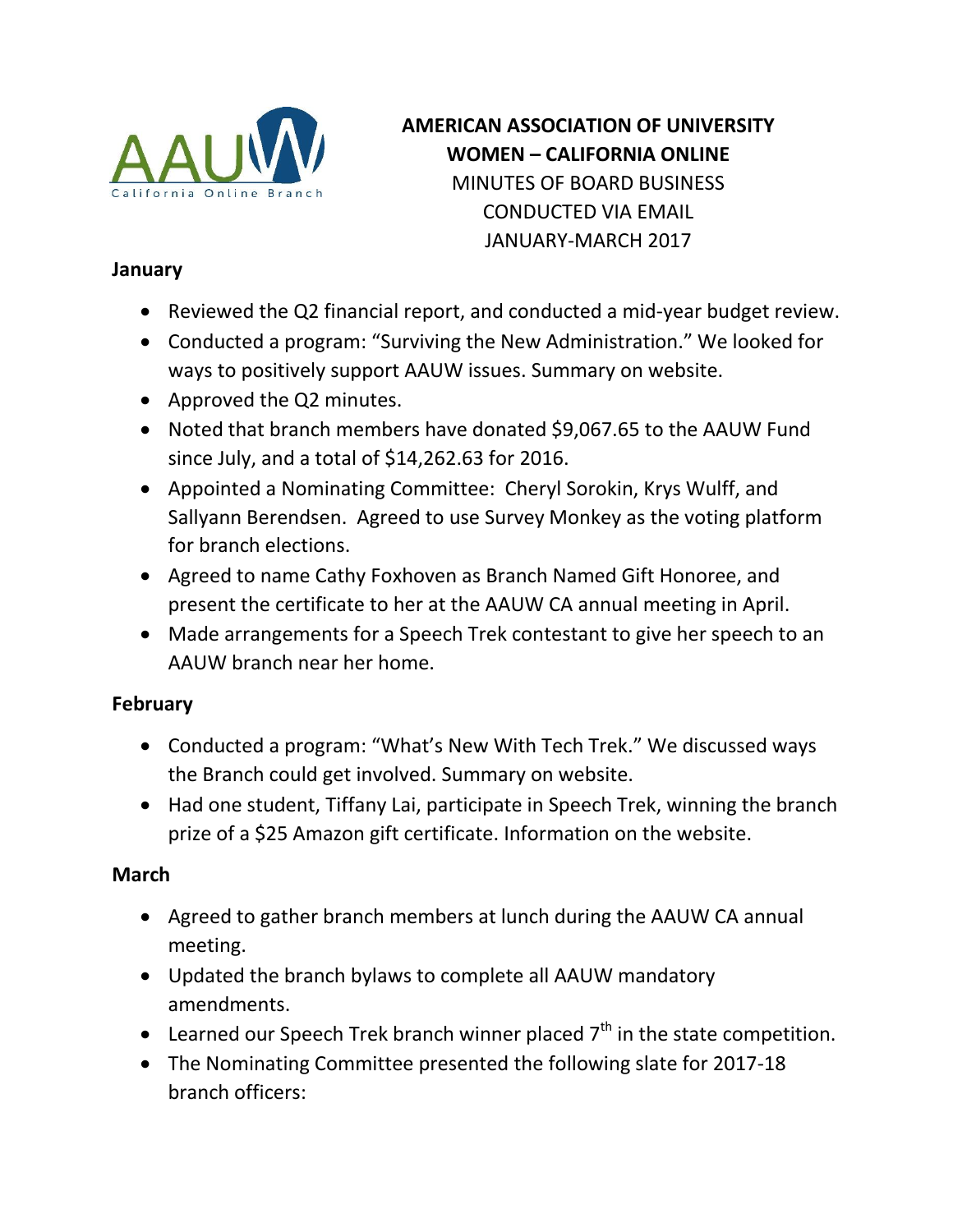# AMERICAN ASSOCIATION OF UNIVERSITY WOMEN – CALIFORNIA ONLINE

MINUTES OF BOARD BUSINESS
CONDUCTED VIA EMAIL
JANUARY-MARCH 2017

**January**

- Reviewed the Q2 financial report, and conducted a mid-year budget review.
- Conducted a program: "Surviving the New Administration." We looked for ways to positively support AAUW issues. Summary on website.
- Approved the Q2 minutes.
- Noted that branch members have donated $9,067.65 to the AAUW Fund since July, and a total of $14,262.63 for 2016.
- Appointed a Nominating Committee: Cheryl Sorokin, Krys Wulff, and Sallyann Berendsen. Agreed to use Survey Monkey as the voting platform for branch elections.
- Agreed to name Cathy Foxhoven as Branch Named Gift Honoree, and present the certificate to her at the AAUW CA annual meeting in April.
- Made arrangements for a Speech Trek contestant to give her speech to an AAUW branch near her home.

**February**

- Conducted a program: "What's New With Tech Trek." We discussed ways the Branch could get involved. Summary on website.
- Had one student, Tiffany Lai, participate in Speech Trek, winning the branch prize of a $25 Amazon gift certificate. Information on the website.

**March**

- Agreed to gather branch members at lunch during the AAUW CA annual meeting.
- Updated the branch bylaws to complete all AAUW mandatory amendments.
- Learned our Speech Trek branch winner placed 7th in the state competition.
- The Nominating Committee presented the following slate for 2017-18 branch officers: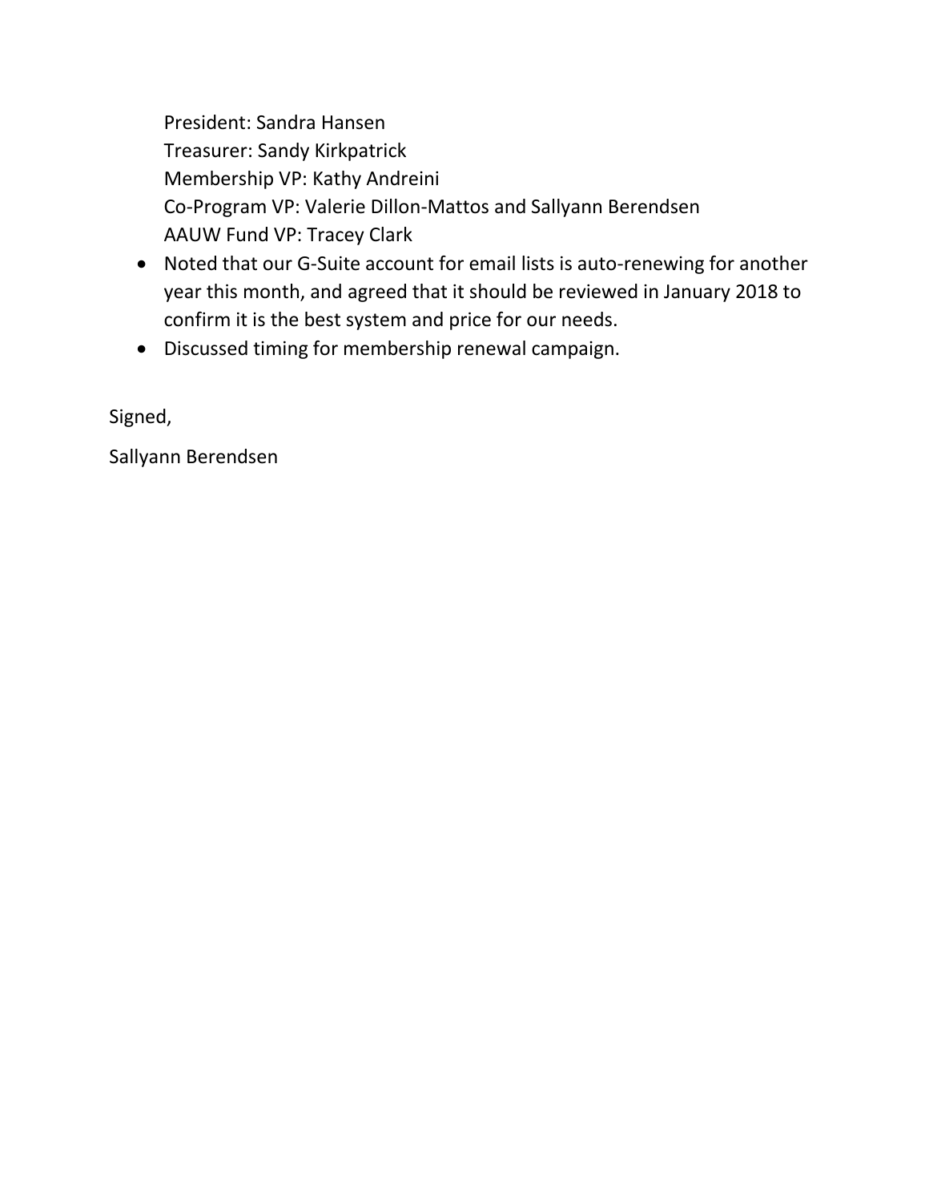President: Sandra Hansen
Treasurer: Sandy Kirkpatrick
Membership VP: Kathy Andreini
Co-Program VP: Valerie Dillon-Mattos and Sallyann Berendsen
AAUW Fund VP: Tracey Clark

- Noted that our G-Suite account for email lists is auto-renewing for another year this month, and agreed that it should be reviewed in January 2018 to confirm it is the best system and price for our needs.
- Discussed timing for membership renewal campaign.

Signed,

Sallyann Berendsen